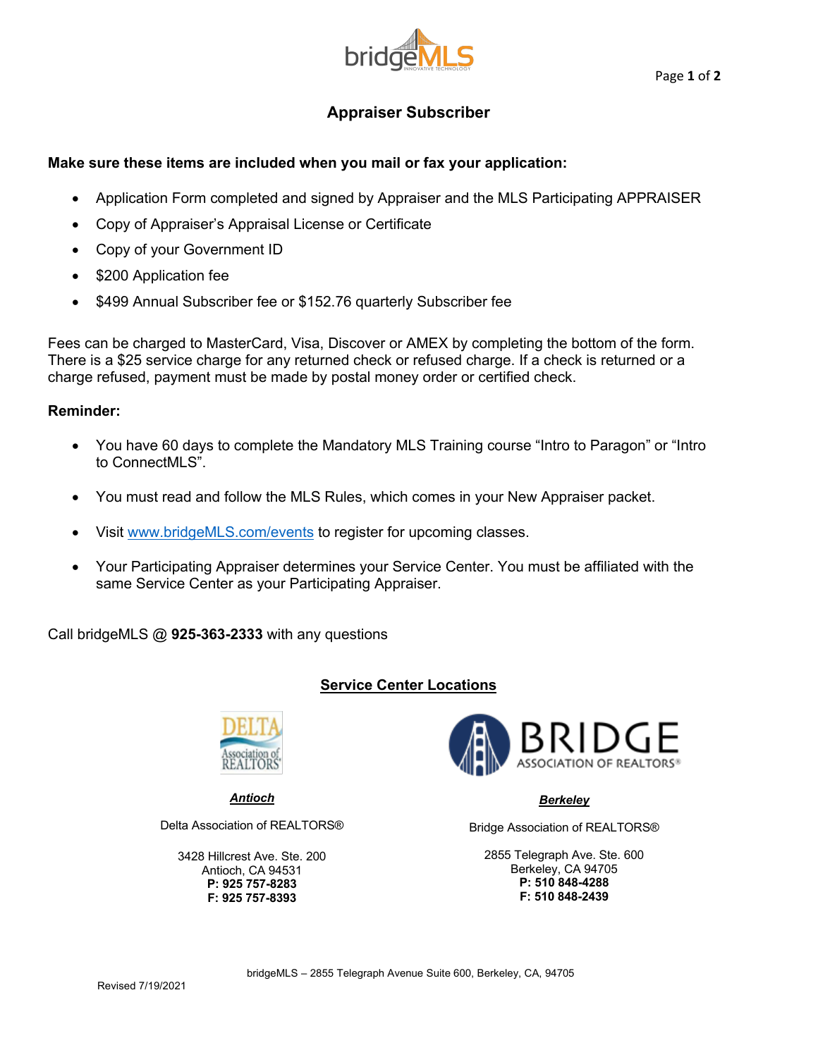# Appraiser Subscriber

**Make sure these items are included when you mail or fax your application:**

- Application Form completed and signed by Appraiser and the MLS Participating APPRAISER
- Copy of Appraiser's Appraisal License or Certificate
- Copy of your Government ID
- $200 Application fee
- $499 Annual Subscriber fee or $152.76 quarterly Subscriber fee

Fees can be charged to MasterCard, Visa, Discover or AMEX by completing the bottom of the form. There is a $25 service charge for any returned check or refused charge. If a check is returned or a charge refused, payment must be made by postal money order or certified check.

**Reminder:**

- You have 60 days to complete the Mandatory MLS Training course "Intro to Paragon" or "Intro to ConnectMLS".
- You must read and follow the MLS Rules, which comes in your New Appraiser packet.
- Visit www.bridgeMLS.com/events to register for upcoming classes.
- Your Participating Appraiser determines your Service Center. You must be affiliated with the same Service Center as your Participating Appraiser.

Call bridgeMLS @ **925-363-2333** with any questions

## Service Center Locations

***Antioch***

Delta Association of REALTORS®

3428 Hillcrest Ave. Ste. 200
Antioch, CA 94531
**P: 925 757-8283**
**F: 925 757-8393**

***Berkeley***

Bridge Association of REALTORS®

2855 Telegraph Ave. Ste. 600
Berkeley, CA 94705
**P: 510 848-4288**
**F: 510 848-2439**

bridgeMLS – 2855 Telegraph Avenue Suite 600, Berkeley, CA, 94705

Revised 7/19/2021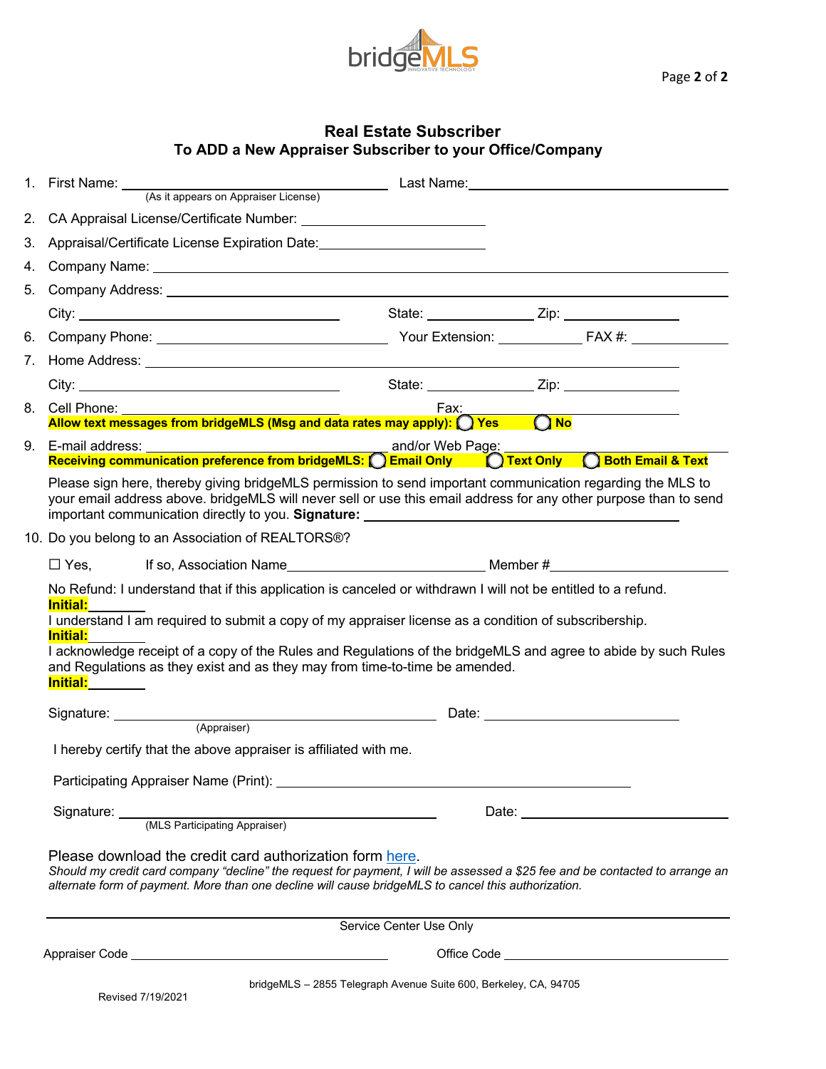bridgeMLS
INNOVATIVE TECHNOLOGY

## Real Estate Subscriber
## To ADD a New Appraiser Subscriber to your Office/Company

1. First Name: ______________________ Last Name: ______________________
   (As it appears on Appraiser License)
2. CA Appraisal License/Certificate Number: ______________________
3. Appraisal/Certificate License Expiration Date: ______________________
4. Company Name: ______________________
5. Company Address: ______________________
   City: ______________________ State: ____________ Zip: ____________
6. Company Phone: ______________________ Your Extension: ____________ FAX #: ____________
7. Home Address: ______________________
   City: ______________________ State: ____________ Zip: ____________
8. Cell Phone: ______________________ Fax: ______________________
   **Allow text messages from bridgeMLS (Msg and data rates may apply):** ◯ **Yes** ◯ **No**
9. E-mail address: ______________________ and/or Web Page: ______________________
   **Receiving communication preference from bridgeMLS:** ◯ **Email Only** ◯ **Text Only** ◯ **Both Email & Text**

   Please sign here, thereby giving bridgeMLS permission to send important communication regarding the MLS to your email address above. bridgeMLS will never sell or use this email address for any other purpose than to send important communication directly to you. **Signature:** ______________________
10. Do you belong to an Association of REALTORS®?

    ☐ Yes, If so, Association Name ______________________ Member # ______________________

    No Refund: I understand that if this application is canceled or withdrawn I will not be entitled to a refund.
    **Initial:** ________

    I understand I am required to submit a copy of my appraiser license as a condition of subscribership.
    **Initial:** ________

    I acknowledge receipt of a copy of the Rules and Regulations of the bridgeMLS and agree to abide by such Rules and Regulations as they exist and as they may from time-to-time be amended.
    **Initial:** ________

    Signature: ______________________ Date: ______________________
    (Appraiser)

    I hereby certify that the above appraiser is affiliated with me.

    Participating Appraiser Name (Print): ______________________

    Signature: ______________________ Date: ______________________
    (MLS Participating Appraiser)

    Please download the credit card authorization form here.
    *Should my credit card company "decline" the request for payment, I will be assessed a $25 fee and be contacted to arrange an alternate form of payment. More than one decline will cause bridgeMLS to cancel this authorization.*

---

Service Center Use Only

Appraiser Code ______________________ Office Code ______________________

bridgeMLS – 2855 Telegraph Avenue Suite 600, Berkeley, CA, 94705

Revised 7/19/2021